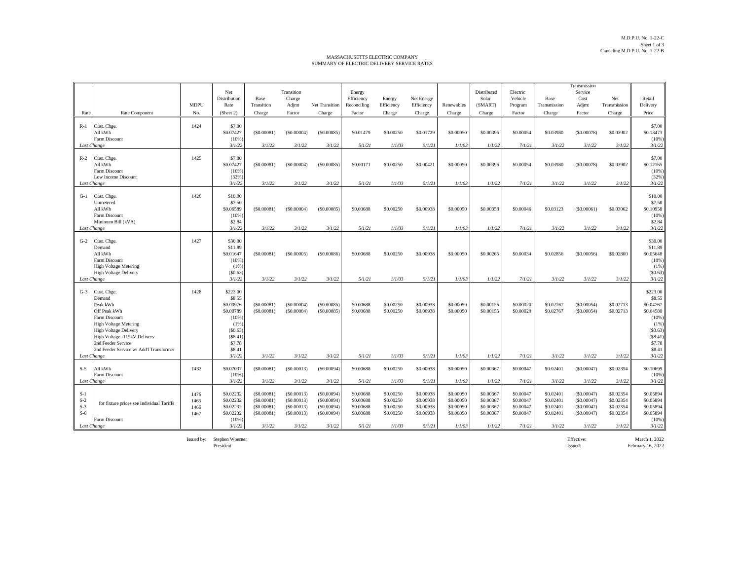M.D.P.U. No. 1-22-C
Sheet 1 of 3
Canceling M.D.P.U. No. 1-22-B

# MASSACHUSETTS ELECTRIC COMPANY
## SUMMARY OF ELECTRIC DELIVERY SERVICE RATES

| Rate | Rate Component | MDPU No. | Net Distribution Rate (Sheet 2) | Base Transition Charge | Transition Charge Adjmt Factor | Net Transition Charge | Energy Efficiency Reconciling Factor | Energy Efficiency Charge | Net Energy Efficiency Charge | Renewables Charge | Distributed Solar (SMART) Charge | Electric Vehicle Program Factor | Base Transmission Charge | Transmission Service Cost Adjmt Factor | Net Transmission Charge | Retail Delivery Price |
|---|---|---|---|---|---|---|---|---|---|---|---|---|---|---|---|---|
| R-1 | Cust. Chge. | 1424 | $7.00 | | | | | | | | | | | | | $7.00 |
| | All kWh | | $0.07427 | ($0.00081) | ($0.00004) | ($0.00085) | $0.01479 | $0.00250 | $0.01729 | $0.00050 | $0.00396 | $0.00054 | $0.03980 | ($0.00078) | $0.03902 | $0.13473 |
| | Farm Discount | | (10%) | | | | | | | | | | | | | (10%) |
| *Last Change* | | | *3/1/22* | *3/1/22* | *3/1/22* | *3/1/22* | *5/1/21* | *1/1/03* | *5/1/21* | *1/1/03* | *1/1/22* | *7/1/21* | *3/1/22* | *3/1/22* | *3/1/22* | *3/1/22* |
| R-2 | Cust. Chge. | 1425 | $7.00 | | | | | | | | | | | | | $7.00 |
| | All kWh | | $0.07427 | ($0.00081) | ($0.00004) | ($0.00085) | $0.00171 | $0.00250 | $0.00421 | $0.00050 | $0.00396 | $0.00054 | $0.03980 | ($0.00078) | $0.03902 | $0.12165 |
| | Farm Discount | | (10%) | | | | | | | | | | | | | (10%) |
| | Low Income Discount | | (32%) | | | | | | | | | | | | | (32%) |
| *Last Change* | | | *3/1/22* | *3/1/22* | *3/1/22* | *3/1/22* | *5/1/21* | *1/1/03* | *5/1/21* | *1/1/03* | *1/1/22* | *7/1/21* | *3/1/22* | *3/1/22* | *3/1/22* | *3/1/22* |
| G-1 | Cust. Chge. | 1426 | $10.00 | | | | | | | | | | | | | $10.00 |
| | Unmetered | | $7.50 | | | | | | | | | | | | | $7.50 |
| | All kWh | | $0.06589 | ($0.00081) | ($0.00004) | ($0.00085) | $0.00688 | $0.00250 | $0.00938 | $0.00050 | $0.00358 | $0.00046 | $0.03123 | ($0.00061) | $0.03062 | $0.10958 |
| | Farm Discount | | (10%) | | | | | | | | | | | | | (10%) |
| | Minimum Bill (kVA) | | $2.84 | | | | | | | | | | | | | $2.84 |
| *Last Change* | | | *3/1/22* | *3/1/22* | *3/1/22* | *3/1/22* | *5/1/21* | *1/1/03* | *5/1/21* | *1/1/03* | *1/1/22* | *7/1/21* | *3/1/22* | *3/1/22* | *3/1/22* | *3/1/22* |
| G-2 | Cust. Chge. | 1427 | $30.00 | | | | | | | | | | | | | $30.00 |
| | Demand | | $11.89 | | | | | | | | | | | | | $11.89 |
| | All kWh | | $0.01647 | ($0.00081) | ($0.00005) | ($0.00086) | $0.00688 | $0.00250 | $0.00938 | $0.00050 | $0.00265 | $0.00034 | $0.02856 | ($0.00056) | $0.02800 | $0.05648 |
| | Farm Discount | | (10%) | | | | | | | | | | | | | (10%) |
| | High Voltage Metering | | (1%) | | | | | | | | | | | | | (1%) |
| | High Voltage Delivery | | ($0.63) | | | | | | | | | | | | | ($0.63) |
| *Last Change* | | | *3/1/22* | *3/1/22* | *3/1/22* | *3/1/22* | *5/1/21* | *1/1/03* | *5/1/21* | *1/1/03* | *1/1/22* | *7/1/21* | *3/1/22* | *3/1/22* | *3/1/22* | *3/1/22* |
| G-3 | Cust. Chge. | 1428 | $223.00 | | | | | | | | | | | | | $223.00 |
| | Demand | | $8.55 | | | | | | | | | | | | | $8.55 |
| | Peak kWh | | $0.00976 | ($0.00081) | ($0.00004) | ($0.00085) | $0.00688 | $0.00250 | $0.00938 | $0.00050 | $0.00155 | $0.00020 | $0.02767 | ($0.00054) | $0.02713 | $0.04767 |
| | Off Peak kWh | | $0.00789 | ($0.00081) | ($0.00004) | ($0.00085) | $0.00688 | $0.00250 | $0.00938 | $0.00050 | $0.00155 | $0.00020 | $0.02767 | ($0.00054) | $0.02713 | $0.04580 |
| | Farm Discount | | (10%) | | | | | | | | | | | | | (10%) |
| | High Voltage Metering | | (1%) | | | | | | | | | | | | | (1%) |
| | High Voltage Delivery | | ($0.63) | | | | | | | | | | | | | ($0.63) |
| | High Voltage -115kV Delivery | | ($8.41) | | | | | | | | | | | | | ($8.41) |
| | 2nd Feeder Service | | $7.78 | | | | | | | | | | | | | $7.78 |
| | 2nd Feeder Service w/ Add'l Transformer | | $8.41 | | | | | | | | | | | | | $8.41 |
| *Last Change* | | | *3/1/22* | *3/1/22* | *3/1/22* | *3/1/22* | *5/1/21* | *1/1/03* | *5/1/21* | *1/1/03* | *1/1/22* | *7/1/21* | *3/1/22* | *3/1/22* | *3/1/22* | *3/1/22* |
| S-5 | All kWh | 1432 | $0.07037 | ($0.00081) | ($0.00013) | ($0.00094) | $0.00688 | $0.00250 | $0.00938 | $0.00050 | $0.00367 | $0.00047 | $0.02401 | ($0.00047) | $0.02354 | $0.10699 |
| | Farm Discount | | (10%) | | | | | | | | | | | | | (10%) |
| *Last Change* | | | *3/1/22* | *3/1/22* | *3/1/22* | *3/1/22* | *5/1/21* | *1/1/03* | *5/1/21* | *1/1/03* | *1/1/22* | *7/1/21* | *3/1/22* | *3/1/22* | *3/1/22* | *3/1/22* |
| S-1 | for fixture prices see Individual Tariffs | 1476 | $0.02232 | ($0.00081) | ($0.00013) | ($0.00094) | $0.00688 | $0.00250 | $0.00938 | $0.00050 | $0.00367 | $0.00047 | $0.02401 | ($0.00047) | $0.02354 | $0.05894 |
| S-2 | | 1465 | $0.02232 | ($0.00081) | ($0.00013) | ($0.00094) | $0.00688 | $0.00250 | $0.00938 | $0.00050 | $0.00367 | $0.00047 | $0.02401 | ($0.00047) | $0.02354 | $0.05894 |
| S-3 | | 1466 | $0.02232 | ($0.00081) | ($0.00013) | ($0.00094) | $0.00688 | $0.00250 | $0.00938 | $0.00050 | $0.00367 | $0.00047 | $0.02401 | ($0.00047) | $0.02354 | $0.05894 |
| S-6 | | 1467 | $0.02232 | ($0.00081) | ($0.00013) | ($0.00094) | $0.00688 | $0.00250 | $0.00938 | $0.00050 | $0.00367 | $0.00047 | $0.02401 | ($0.00047) | $0.02354 | $0.05894 |
| | Farm Discount | | (10%) | | | | | | | | | | | | | (10%) |
| *Last Change* | | | *3/1/22* | *3/1/22* | *3/1/22* | *3/1/22* | *5/1/21* | *1/1/03* | *5/1/21* | *1/1/03* | *1/1/22* | *7/1/21* | *3/1/22* | *3/1/22* | *3/1/22* | *3/1/22* |

Issued by: Stephen Woerner
President

Effective: March 1, 2022
Issued: February 16, 2022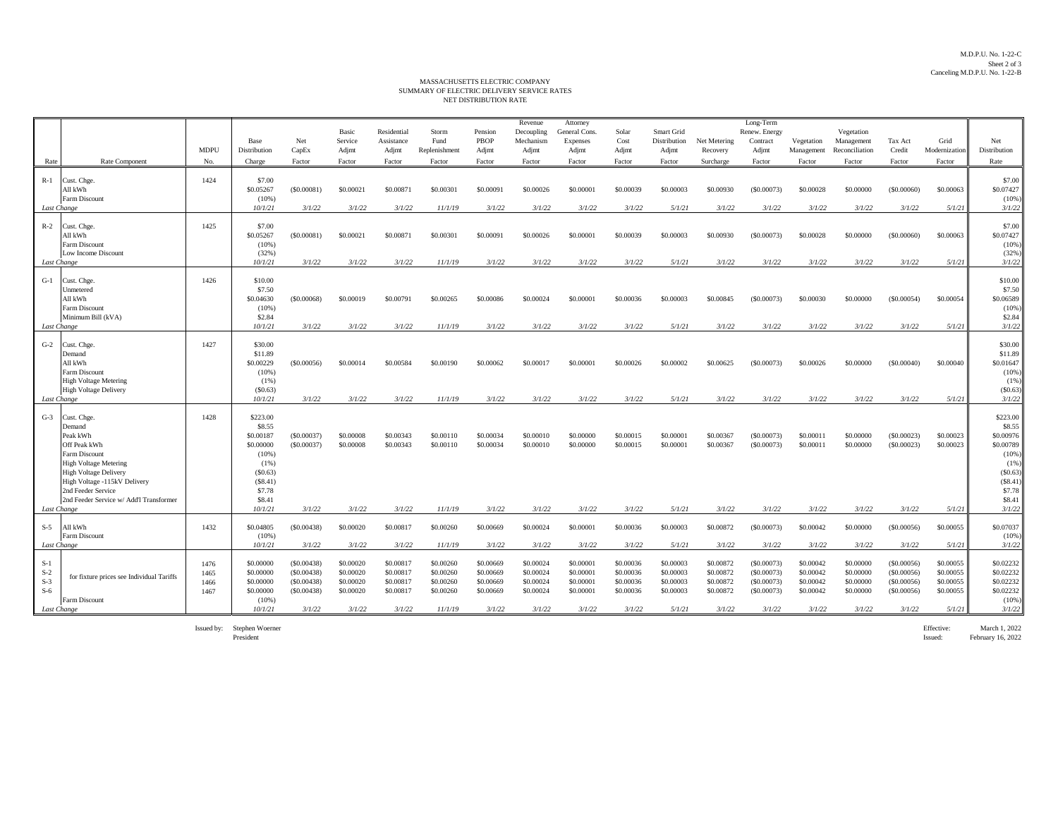M.D.P.U. No. 1-22-C
Sheet 2 of 3
Canceling M.D.P.U. No. 1-22-B

MASSACHUSETTS ELECTRIC COMPANY
SUMMARY OF ELECTRIC DELIVERY SERVICE RATES
NET DISTRIBUTION RATE

| Rate | Rate Component | MDPU No. | Base Distribution Charge | Net CapEx Factor | Basic Service Adjmt Factor | Residential Assistance Adjmt Factor | Storm Fund Replenishment Factor | Pension PBOP Adjmt Factor | Revenue Decoupling Mechanism Adjmt Factor | Attorney General Cons. Expenses Adjmt Factor | Solar Cost Adjmt Factor | Smart Grid Distribution Adjmt Factor | Net Metering Recovery Surcharge | Long-Term Renew. Energy Contract Adjmt Factor | Vegetation Management Factor | Vegetation Management Reconciliation Factor | Tax Act Credit Factor | Grid Modernization Factor | Net Distribution Rate |
|---|---|---|---|---|---|---|---|---|---|---|---|---|---|---|---|---|---|---|---|
| R-1 | Cust. Chge. | 1424 | $7.00 | | | | | | | | | | | | | | | | $7.00 |
| | All kWh | | $0.05267 | ($0.00081) | $0.00021 | $0.00871 | $0.00301 | $0.00091 | $0.00026 | $0.00001 | $0.00039 | $0.00003 | $0.00930 | ($0.00073) | $0.00028 | $0.00000 | ($0.00060) | $0.00063 | $0.07427 |
| | Farm Discount | | (10%) | | | | | | | | | | | | | | | | (10%) |
| *Last Change* | | | *10/1/21* | *3/1/22* | *3/1/22* | *3/1/22* | *11/1/19* | *3/1/22* | *3/1/22* | *3/1/22* | *3/1/22* | *5/1/21* | *3/1/22* | *3/1/22* | *3/1/22* | *3/1/22* | *3/1/22* | *5/1/21* | *3/1/22* |
| R-2 | Cust. Chge. | 1425 | $7.00 | | | | | | | | | | | | | | | | $7.00 |
| | All kWh | | $0.05267 | ($0.00081) | $0.00021 | $0.00871 | $0.00301 | $0.00091 | $0.00026 | $0.00001 | $0.00039 | $0.00003 | $0.00930 | ($0.00073) | $0.00028 | $0.00000 | ($0.00060) | $0.00063 | $0.07427 |
| | Farm Discount | | (10%) | | | | | | | | | | | | | | | | (10%) |
| | Low Income Discount | | (32%) | | | | | | | | | | | | | | | | (32%) |
| *Last Change* | | | *10/1/21* | *3/1/22* | *3/1/22* | *3/1/22* | *11/1/19* | *3/1/22* | *3/1/22* | *3/1/22* | *3/1/22* | *5/1/21* | *3/1/22* | *3/1/22* | *3/1/22* | *3/1/22* | *3/1/22* | *5/1/21* | *3/1/22* |
| G-1 | Cust. Chge. | 1426 | $10.00 | | | | | | | | | | | | | | | | $10.00 |
| | Unmetered | | $7.50 | | | | | | | | | | | | | | | | $7.50 |
| | All kWh | | $0.04630 | ($0.00068) | $0.00019 | $0.00791 | $0.00265 | $0.00086 | $0.00024 | $0.00001 | $0.00036 | $0.00003 | $0.00845 | ($0.00073) | $0.00030 | $0.00000 | ($0.00054) | $0.00054 | $0.06589 |
| | Farm Discount | | (10%) | | | | | | | | | | | | | | | | (10%) |
| | Minimum Bill (kVA) | | $2.84 | | | | | | | | | | | | | | | | $2.84 |
| *Last Change* | | | *10/1/21* | *3/1/22* | *3/1/22* | *3/1/22* | *11/1/19* | *3/1/22* | *3/1/22* | *3/1/22* | *3/1/22* | *5/1/21* | *3/1/22* | *3/1/22* | *3/1/22* | *3/1/22* | *3/1/22* | *5/1/21* | *3/1/22* |
| G-2 | Cust. Chge. | 1427 | $30.00 | | | | | | | | | | | | | | | | $30.00 |
| | Demand | | $11.89 | | | | | | | | | | | | | | | | $11.89 |
| | All kWh | | $0.00229 | ($0.00056) | $0.00014 | $0.00584 | $0.00190 | $0.00062 | $0.00017 | $0.00001 | $0.00026 | $0.00002 | $0.00625 | ($0.00073) | $0.00026 | $0.00000 | ($0.00040) | $0.00040 | $0.01647 |
| | Farm Discount | | (10%) | | | | | | | | | | | | | | | | (10%) |
| | High Voltage Metering | | (1%) | | | | | | | | | | | | | | | | (1%) |
| | High Voltage Delivery | | ($0.63) | | | | | | | | | | | | | | | | ($0.63) |
| *Last Change* | | | *10/1/21* | *3/1/22* | *3/1/22* | *3/1/22* | *11/1/19* | *3/1/22* | *3/1/22* | *3/1/22* | *3/1/22* | *5/1/21* | *3/1/22* | *3/1/22* | *3/1/22* | *3/1/22* | *3/1/22* | *5/1/21* | *3/1/22* |
| G-3 | Cust. Chge. | 1428 | $223.00 | | | | | | | | | | | | | | | | $223.00 |
| | Demand | | $8.55 | | | | | | | | | | | | | | | | $8.55 |
| | Peak kWh | | $0.00187 | ($0.00037) | $0.00008 | $0.00343 | $0.00110 | $0.00034 | $0.00010 | $0.00000 | $0.00015 | $0.00001 | $0.00367 | ($0.00073) | $0.00011 | $0.00000 | ($0.00023) | $0.00023 | $0.00976 |
| | Off Peak kWh | | $0.00000 | ($0.00037) | $0.00008 | $0.00343 | $0.00110 | $0.00034 | $0.00010 | $0.00000 | $0.00015 | $0.00001 | $0.00367 | ($0.00073) | $0.00011 | $0.00000 | ($0.00023) | $0.00023 | $0.00789 |
| | Farm Discount | | (10%) | | | | | | | | | | | | | | | | (10%) |
| | High Voltage Metering | | (1%) | | | | | | | | | | | | | | | | (1%) |
| | High Voltage Delivery | | ($0.63) | | | | | | | | | | | | | | | | ($0.63) |
| | High Voltage -115kV Delivery | | ($8.41) | | | | | | | | | | | | | | | | ($8.41) |
| | 2nd Feeder Service | | $7.78 | | | | | | | | | | | | | | | | $7.78 |
| | 2nd Feeder Service w/ Add'l Transformer | | $8.41 | | | | | | | | | | | | | | | | $8.41 |
| *Last Change* | | | *10/1/21* | *3/1/22* | *3/1/22* | *3/1/22* | *11/1/19* | *3/1/22* | *3/1/22* | *3/1/22* | *3/1/22* | *5/1/21* | *3/1/22* | *3/1/22* | *3/1/22* | *3/1/22* | *3/1/22* | *5/1/21* | *3/1/22* |
| S-5 | All kWh | 1432 | $0.04805 | ($0.00438) | $0.00020 | $0.00817 | $0.00260 | $0.00669 | $0.00024 | $0.00001 | $0.00036 | $0.00003 | $0.00872 | ($0.00073) | $0.00042 | $0.00000 | ($0.00056) | $0.00055 | $0.07037 |
| | Farm Discount | | (10%) | | | | | | | | | | | | | | | | (10%) |
| *Last Change* | | | *10/1/21* | *3/1/22* | *3/1/22* | *3/1/22* | *11/1/19* | *3/1/22* | *3/1/22* | *3/1/22* | *3/1/22* | *5/1/21* | *3/1/22* | *3/1/22* | *3/1/22* | *3/1/22* | *3/1/22* | *5/1/21* | *3/1/22* |
| S-1 | for fixture prices see Individual Tariffs | 1476 | $0.00000 | ($0.00438) | $0.00020 | $0.00817 | $0.00260 | $0.00669 | $0.00024 | $0.00001 | $0.00036 | $0.00003 | $0.00872 | ($0.00073) | $0.00042 | $0.00000 | ($0.00056) | $0.00055 | $0.02232 |
| S-2 | | 1465 | $0.00000 | ($0.00438) | $0.00020 | $0.00817 | $0.00260 | $0.00669 | $0.00024 | $0.00001 | $0.00036 | $0.00003 | $0.00872 | ($0.00073) | $0.00042 | $0.00000 | ($0.00056) | $0.00055 | $0.02232 |
| S-3 | | 1466 | $0.00000 | ($0.00438) | $0.00020 | $0.00817 | $0.00260 | $0.00669 | $0.00024 | $0.00001 | $0.00036 | $0.00003 | $0.00872 | ($0.00073) | $0.00042 | $0.00000 | ($0.00056) | $0.00055 | $0.02232 |
| S-6 | | 1467 | $0.00000 | ($0.00438) | $0.00020 | $0.00817 | $0.00260 | $0.00669 | $0.00024 | $0.00001 | $0.00036 | $0.00003 | $0.00872 | ($0.00073) | $0.00042 | $0.00000 | ($0.00056) | $0.00055 | $0.02232 |
| | Farm Discount | | (10%) | | | | | | | | | | | | | | | | (10%) |
| *Last Change* | | | *10/1/21* | *3/1/22* | *3/1/22* | *3/1/22* | *11/1/19* | *3/1/22* | *3/1/22* | *3/1/22* | *3/1/22* | *5/1/21* | *3/1/22* | *3/1/22* | *3/1/22* | *3/1/22* | *3/1/22* | *5/1/21* | *3/1/22* |

Issued by: Stephen Woerner
President

Effective: March 1, 2022
Issued: February 16, 2022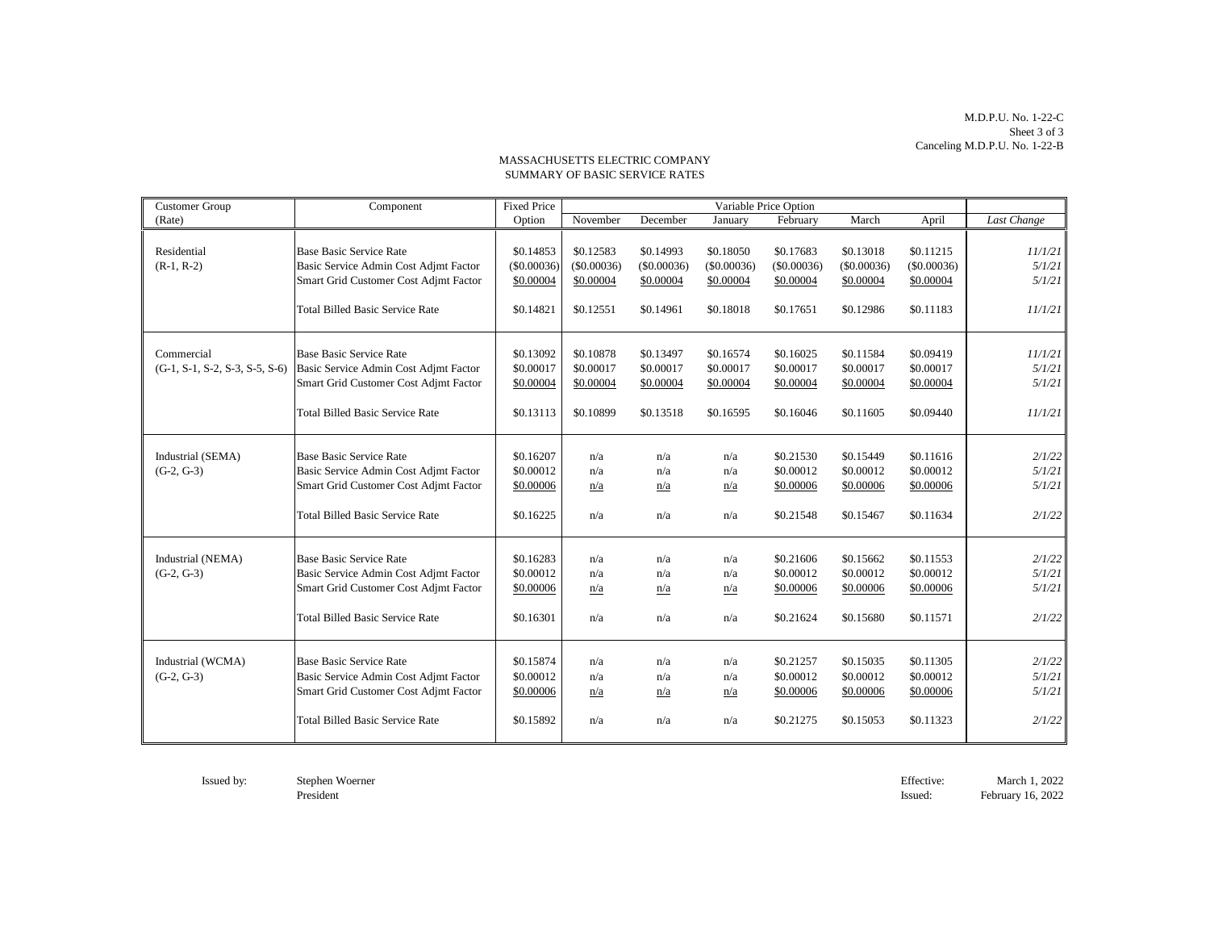M.D.P.U. No. 1-22-C
Canceling M.D.P.U. No. 1-22-B

MASSACHUSETTS ELECTRIC COMPANY
SUMMARY OF BASIC SERVICE RATES

| Customer Group (Rate) | Component | Fixed Price Option | Variable Price Option | | | | | | *Last Change* |
|---|---|---|---|---|---|---|---|---|---|
| | | | November | December | January | February | March | April | |
| Residential (R-1, R-2) | Base Basic Service Rate | $0.14853 | $0.12583 | $0.14993 | $0.18050 | $0.17683 | $0.13018 | $0.11215 | *11/1/21* |
| | Basic Service Admin Cost Adjmt Factor | ($0.00036) | ($0.00036) | ($0.00036) | ($0.00036) | ($0.00036) | ($0.00036) | ($0.00036) | *5/1/21* |
| | Smart Grid Customer Cost Adjmt Factor | $0.00004 | $0.00004 | $0.00004 | $0.00004 | $0.00004 | $0.00004 | $0.00004 | *5/1/21* |
| | Total Billed Basic Service Rate | $0.14821 | $0.12551 | $0.14961 | $0.18018 | $0.17651 | $0.12986 | $0.11183 | *11/1/21* |
| Commercial (G-1, S-1, S-2, S-3, S-5, S-6) | Base Basic Service Rate | $0.13092 | $0.10878 | $0.13497 | $0.16574 | $0.16025 | $0.11584 | $0.09419 | *11/1/21* |
| | Basic Service Admin Cost Adjmt Factor | $0.00017 | $0.00017 | $0.00017 | $0.00017 | $0.00017 | $0.00017 | $0.00017 | *5/1/21* |
| | Smart Grid Customer Cost Adjmt Factor | $0.00004 | $0.00004 | $0.00004 | $0.00004 | $0.00004 | $0.00004 | $0.00004 | *5/1/21* |
| | Total Billed Basic Service Rate | $0.13113 | $0.10899 | $0.13518 | $0.16595 | $0.16046 | $0.11605 | $0.09440 | *11/1/21* |
| Industrial (SEMA) (G-2, G-3) | Base Basic Service Rate | $0.16207 | n/a | n/a | n/a | $0.21530 | $0.15449 | $0.11616 | *2/1/22* |
| | Basic Service Admin Cost Adjmt Factor | $0.00012 | n/a | n/a | n/a | $0.00012 | $0.00012 | $0.00012 | *5/1/21* |
| | Smart Grid Customer Cost Adjmt Factor | $0.00006 | n/a | n/a | n/a | $0.00006 | $0.00006 | $0.00006 | *5/1/21* |
| | Total Billed Basic Service Rate | $0.16225 | n/a | n/a | n/a | $0.21548 | $0.15467 | $0.11634 | *2/1/22* |
| Industrial (NEMA) (G-2, G-3) | Base Basic Service Rate | $0.16283 | n/a | n/a | n/a | $0.21606 | $0.15662 | $0.11553 | *2/1/22* |
| | Basic Service Admin Cost Adjmt Factor | $0.00012 | n/a | n/a | n/a | $0.00012 | $0.00012 | $0.00012 | *5/1/21* |
| | Smart Grid Customer Cost Adjmt Factor | $0.00006 | n/a | n/a | n/a | $0.00006 | $0.00006 | $0.00006 | *5/1/21* |
| | Total Billed Basic Service Rate | $0.16301 | n/a | n/a | n/a | $0.21624 | $0.15680 | $0.11571 | *2/1/22* |
| Industrial (WCMA) (G-2, G-3) | Base Basic Service Rate | $0.15874 | n/a | n/a | n/a | $0.21257 | $0.15035 | $0.11305 | *2/1/22* |
| | Basic Service Admin Cost Adjmt Factor | $0.00012 | n/a | n/a | n/a | $0.00012 | $0.00012 | $0.00012 | *5/1/21* |
| | Smart Grid Customer Cost Adjmt Factor | $0.00006 | n/a | n/a | n/a | $0.00006 | $0.00006 | $0.00006 | *5/1/21* |
| | Total Billed Basic Service Rate | $0.15892 | n/a | n/a | n/a | $0.21275 | $0.15053 | $0.11323 | *2/1/22* |

Issued by: Stephen Woerner
President

Effective: March 1, 2022
Issued: February 16, 2022